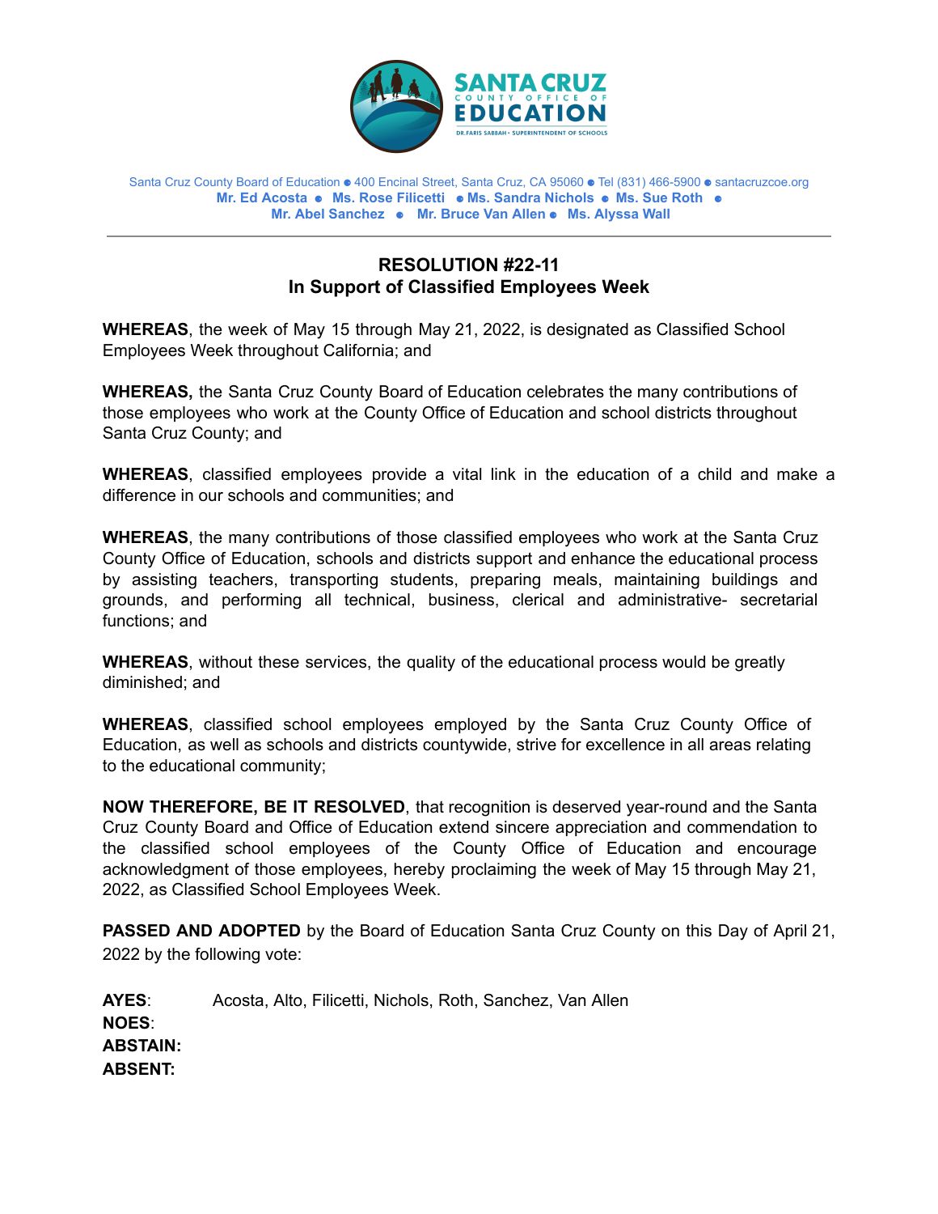SANTA CRUZ COUNTY OFFICE OF EDUCATION
DR. FARIS SABBAH • SUPERINTENDENT OF SCHOOLS

Santa Cruz County Board of Education • 400 Encinal Street, Santa Cruz, CA 95060 • Tel (831) 466-5900 • santacruzcoe.org
**Mr. Ed Acosta • Ms. Rose Filicetti • Ms. Sandra Nichols • Ms. Sue Roth •**
**Mr. Abel Sanchez • Mr. Bruce Van Allen • Ms. Alyssa Wall**

---

## RESOLUTION #22-11
## In Support of Classified Employees Week

**WHEREAS**, the week of May 15 through May 21, 2022, is designated as Classified School Employees Week throughout California; and

**WHEREAS,** the Santa Cruz County Board of Education celebrates the many contributions of those employees who work at the County Office of Education and school districts throughout Santa Cruz County; and

**WHEREAS**, classified employees provide a vital link in the education of a child and make a difference in our schools and communities; and

**WHEREAS**, the many contributions of those classified employees who work at the Santa Cruz County Office of Education, schools and districts support and enhance the educational process by assisting teachers, transporting students, preparing meals, maintaining buildings and grounds, and performing all technical, business, clerical and administrative- secretarial functions; and

**WHEREAS**, without these services, the quality of the educational process would be greatly diminished; and

**WHEREAS**, classified school employees employed by the Santa Cruz County Office of Education, as well as schools and districts countywide, strive for excellence in all areas relating to the educational community;

**NOW THEREFORE, BE IT RESOLVED**, that recognition is deserved year-round and the Santa Cruz County Board and Office of Education extend sincere appreciation and commendation to the classified school employees of the County Office of Education and encourage acknowledgment of those employees, hereby proclaiming the week of May 15 through May 21, 2022, as Classified School Employees Week.

**PASSED AND ADOPTED** by the Board of Education Santa Cruz County on this Day of April 21, 2022 by the following vote:

**AYES**: Acosta, Alto, Filicetti, Nichols, Roth, Sanchez, Van Allen
**NOES**:
**ABSTAIN:**
**ABSENT:**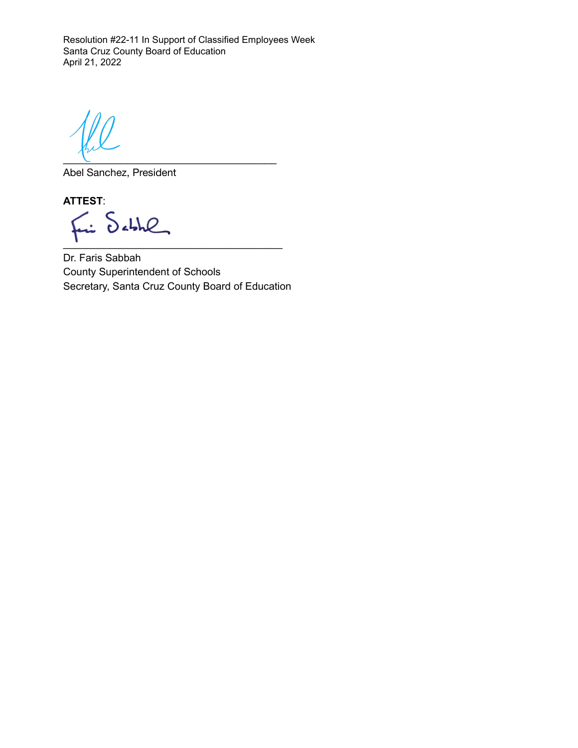Resolution #22-11 In Support of Classified Employees Week
Santa Cruz County Board of Education
April 21, 2022

\_\_\_\_\_\_\_\_\_\_\_\_\_\_\_\_\_\_\_\_\_\_\_\_\_\_\_\_\_\_\_\_\_\_\_\_\_\_
Abel Sanchez, President

**ATTEST**:

\_\_\_\_\_\_\_\_\_\_\_\_\_\_\_\_\_\_\_\_\_\_\_\_\_\_\_\_\_\_\_\_\_\_\_\_\_\_
Dr. Faris Sabbah
County Superintendent of Schools
Secretary, Santa Cruz County Board of Education